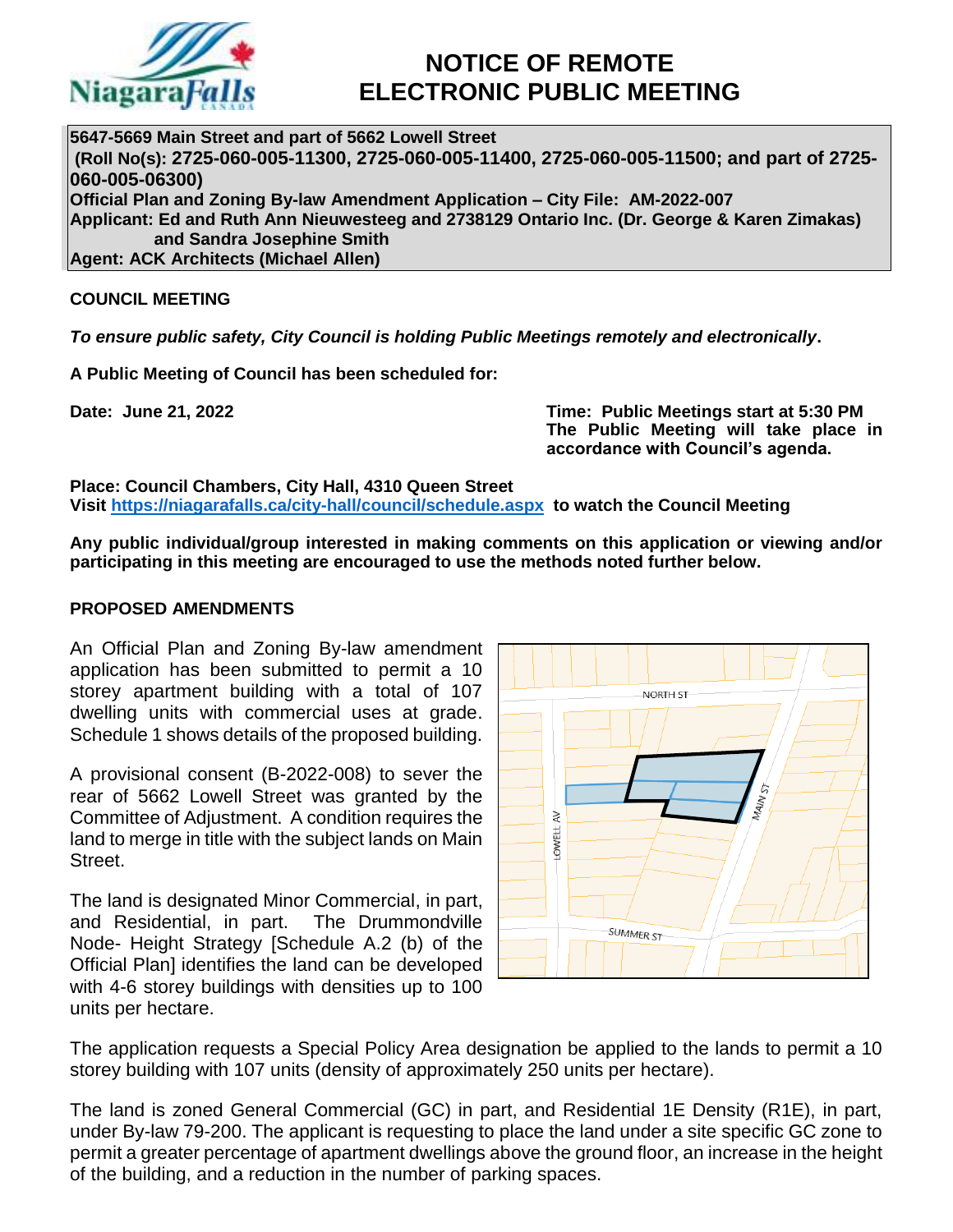# NOTICE OF REMOTE ELECTRONIC PUBLIC MEETING

**5647-5669 Main Street and part of 5662 Lowell Street**
**(Roll No(s): 2725-060-005-11300, 2725-060-005-11400, 2725-060-005-11500; and part of 2725-060-005-06300)**
**Official Plan and Zoning By-law Amendment Application – City File: AM-2022-007**
**Applicant: Ed and Ruth Ann Nieuwesteeg and 2738129 Ontario Inc. (Dr. George & Karen Zimakas) and Sandra Josephine Smith**
**Agent: ACK Architects (Michael Allen)**

## COUNCIL MEETING

***To ensure public safety, City Council is holding Public Meetings remotely and electronically*.**

**A Public Meeting of Council has been scheduled for:**

**Date: June 21, 2022**

**Time: Public Meetings start at 5:30 PM The Public Meeting will take place in accordance with Council's agenda.**

**Place: Council Chambers, City Hall, 4310 Queen Street**
**Visit [https://niagarafalls.ca/city-hall/council/schedule.aspx](https://niagarafalls.ca/city-hall/council/schedule.aspx) to watch the Council Meeting**

**Any public individual/group interested in making comments on this application or viewing and/or participating in this meeting are encouraged to use the methods noted further below.**

## PROPOSED AMENDMENTS

An Official Plan and Zoning By-law amendment application has been submitted to permit a 10 storey apartment building with a total of 107 dwelling units with commercial uses at grade. Schedule 1 shows details of the proposed building.

A provisional consent (B-2022-008) to sever the rear of 5662 Lowell Street was granted by the Committee of Adjustment. A condition requires the land to merge in title with the subject lands on Main Street.

The land is designated Minor Commercial, in part, and Residential, in part. The Drummondville Node- Height Strategy [Schedule A.2 (b) of the Official Plan] identifies the land can be developed with 4-6 storey buildings with densities up to 100 units per hectare.

The application requests a Special Policy Area designation be applied to the lands to permit a 10 storey building with 107 units (density of approximately 250 units per hectare).

The land is zoned General Commercial (GC) in part, and Residential 1E Density (R1E), in part, under By-law 79-200. The applicant is requesting to place the land under a site specific GC zone to permit a greater percentage of apartment dwellings above the ground floor, an increase in the height of the building, and a reduction in the number of parking spaces.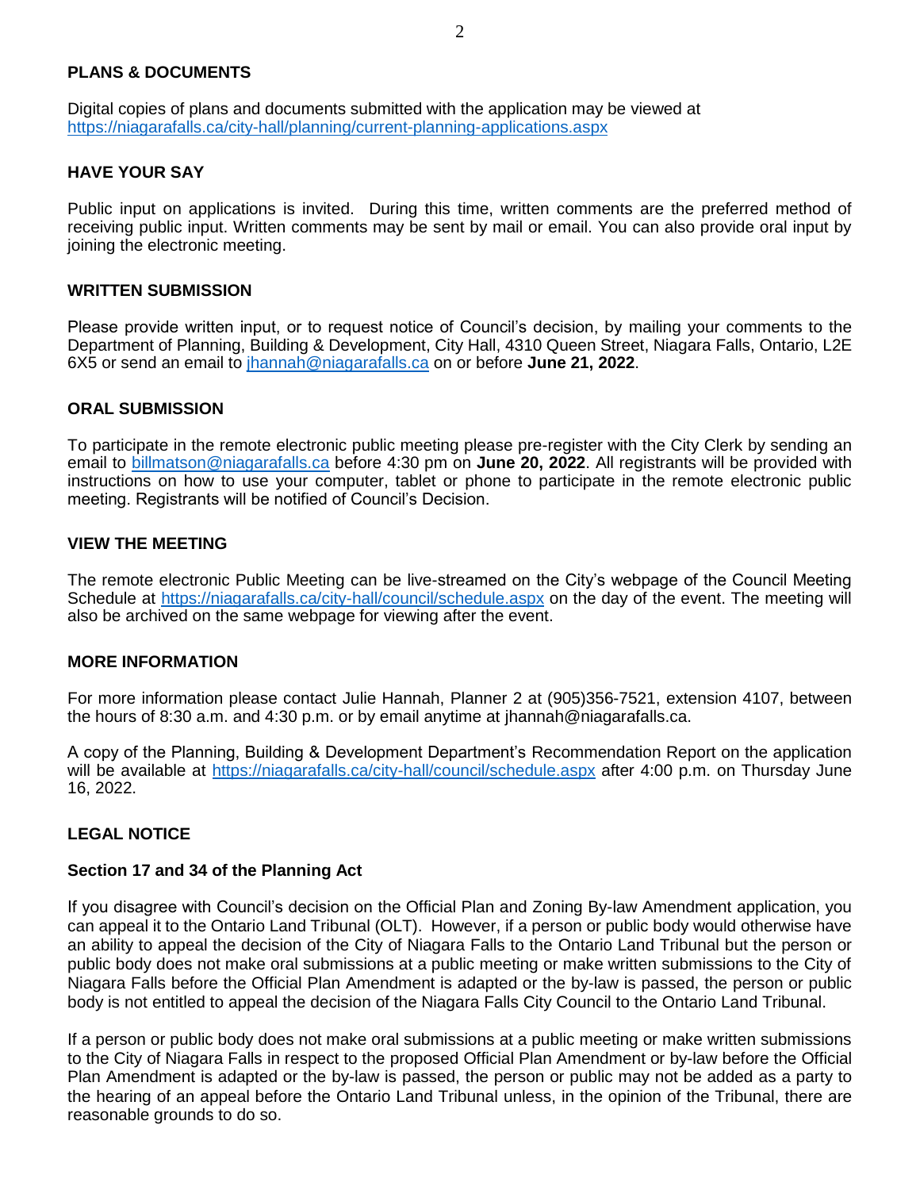## PLANS & DOCUMENTS

Digital copies of plans and documents submitted with the application may be viewed at https://niagarafalls.ca/city-hall/planning/current-planning-applications.aspx

## HAVE YOUR SAY

Public input on applications is invited. During this time, written comments are the preferred method of receiving public input. Written comments may be sent by mail or email. You can also provide oral input by joining the electronic meeting.

## WRITTEN SUBMISSION

Please provide written input, or to request notice of Council's decision, by mailing your comments to the Department of Planning, Building & Development, City Hall, 4310 Queen Street, Niagara Falls, Ontario, L2E 6X5 or send an email to jhannah@niagarafalls.ca on or before **June 21, 2022**.

## ORAL SUBMISSION

To participate in the remote electronic public meeting please pre-register with the City Clerk by sending an email to billmatson@niagarafalls.ca before 4:30 pm on **June 20, 2022**. All registrants will be provided with instructions on how to use your computer, tablet or phone to participate in the remote electronic public meeting. Registrants will be notified of Council's Decision.

## VIEW THE MEETING

The remote electronic Public Meeting can be live-streamed on the City's webpage of the Council Meeting Schedule at https://niagarafalls.ca/city-hall/council/schedule.aspx on the day of the event. The meeting will also be archived on the same webpage for viewing after the event.

## MORE INFORMATION

For more information please contact Julie Hannah, Planner 2 at (905)356-7521, extension 4107, between the hours of 8:30 a.m. and 4:30 p.m. or by email anytime at jhannah@niagarafalls.ca.

A copy of the Planning, Building & Development Department's Recommendation Report on the application will be available at https://niagarafalls.ca/city-hall/council/schedule.aspx after 4:00 p.m. on Thursday June 16, 2022.

## LEGAL NOTICE

### Section 17 and 34 of the Planning Act

If you disagree with Council's decision on the Official Plan and Zoning By-law Amendment application, you can appeal it to the Ontario Land Tribunal (OLT). However, if a person or public body would otherwise have an ability to appeal the decision of the City of Niagara Falls to the Ontario Land Tribunal but the person or public body does not make oral submissions at a public meeting or make written submissions to the City of Niagara Falls before the Official Plan Amendment is adapted or the by-law is passed, the person or public body is not entitled to appeal the decision of the Niagara Falls City Council to the Ontario Land Tribunal.

If a person or public body does not make oral submissions at a public meeting or make written submissions to the City of Niagara Falls in respect to the proposed Official Plan Amendment or by-law before the Official Plan Amendment is adapted or the by-law is passed, the person or public may not be added as a party to the hearing of an appeal before the Ontario Land Tribunal unless, in the opinion of the Tribunal, there are reasonable grounds to do so.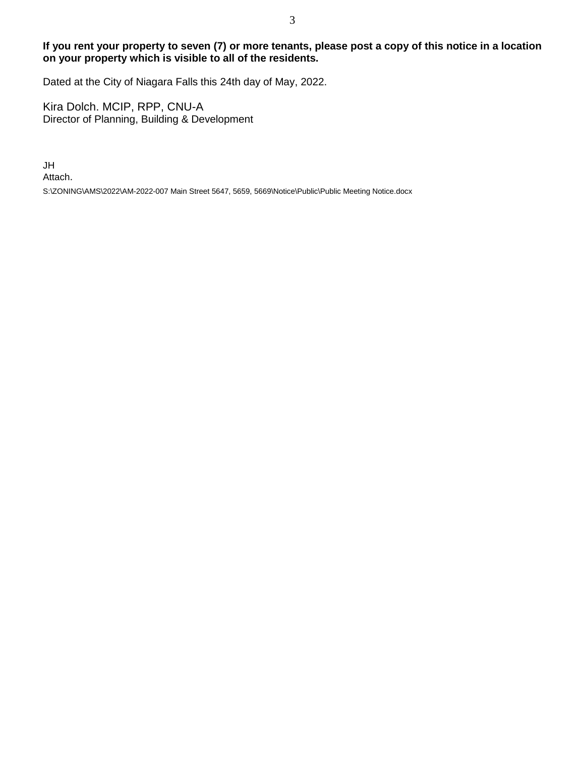**If you rent your property to seven (7) or more tenants, please post a copy of this notice in a location on your property which is visible to all of the residents.**

Dated at the City of Niagara Falls this 24th day of May, 2022.

Kira Dolch. MCIP, RPP, CNU-A
Director of Planning, Building & Development

JH
Attach.
S:\ZONING\AMS\2022\AM-2022-007 Main Street 5647, 5659, 5669\Notice\Public\Public Meeting Notice.docx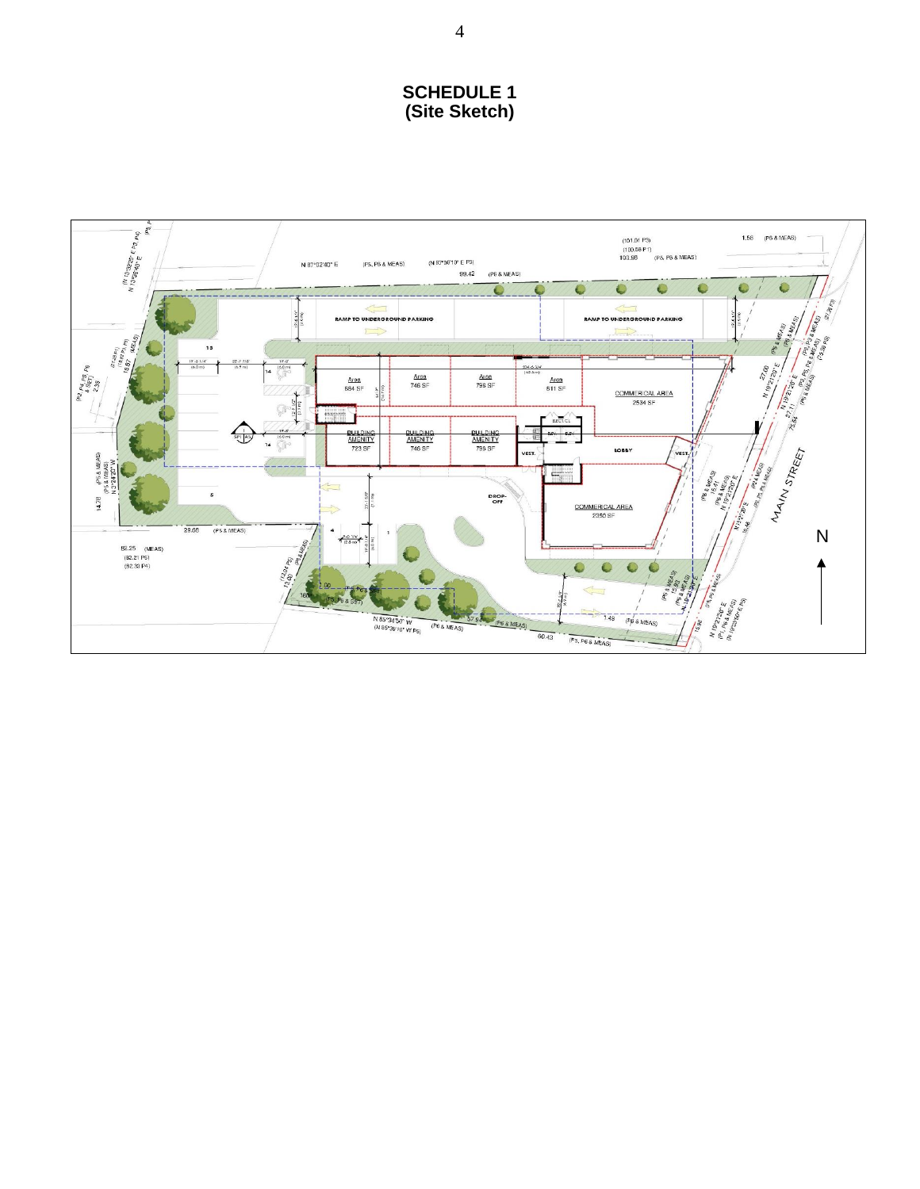# SCHEDULE 1
# (Site Sketch)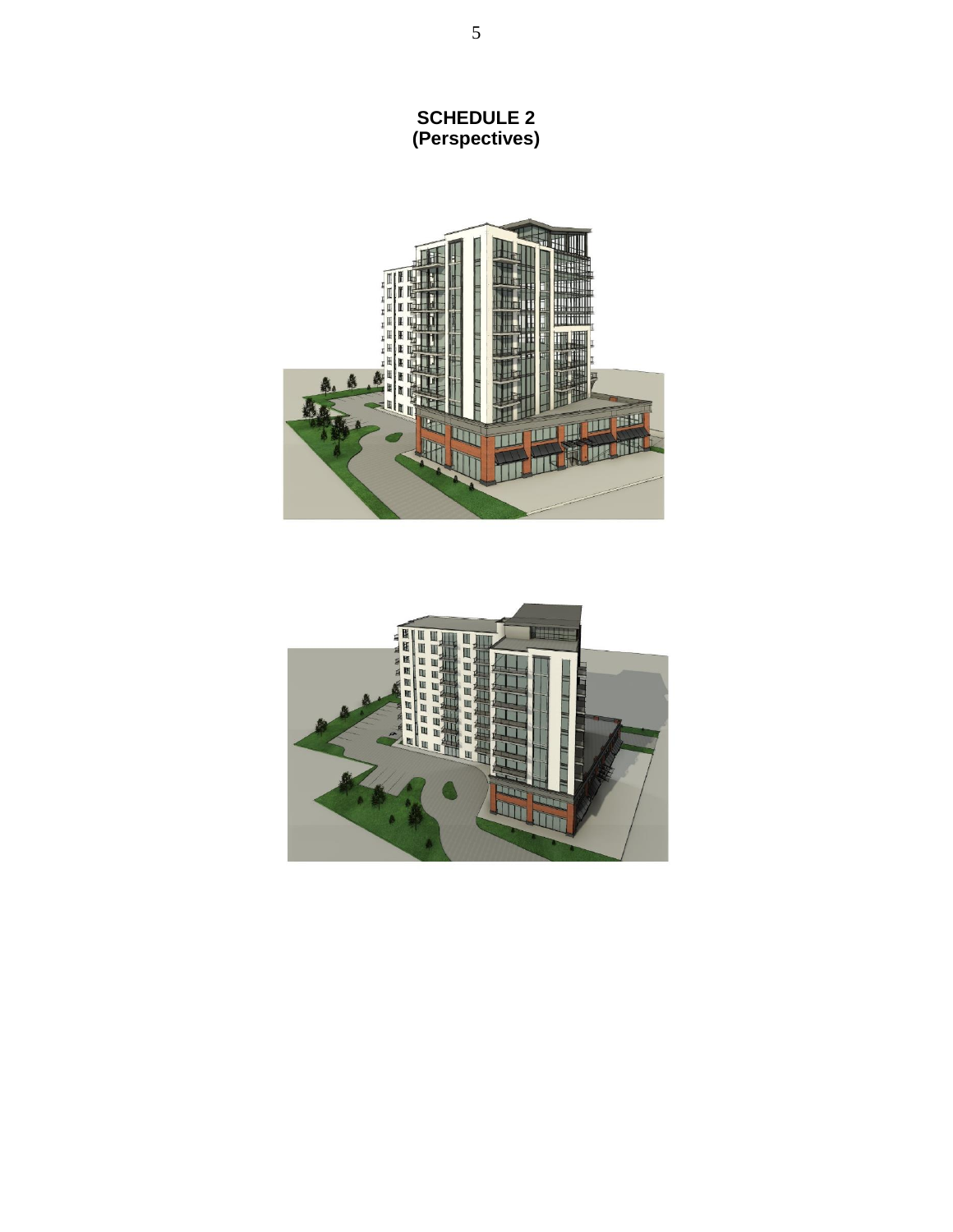**SCHEDULE 2**
**(Perspectives)**